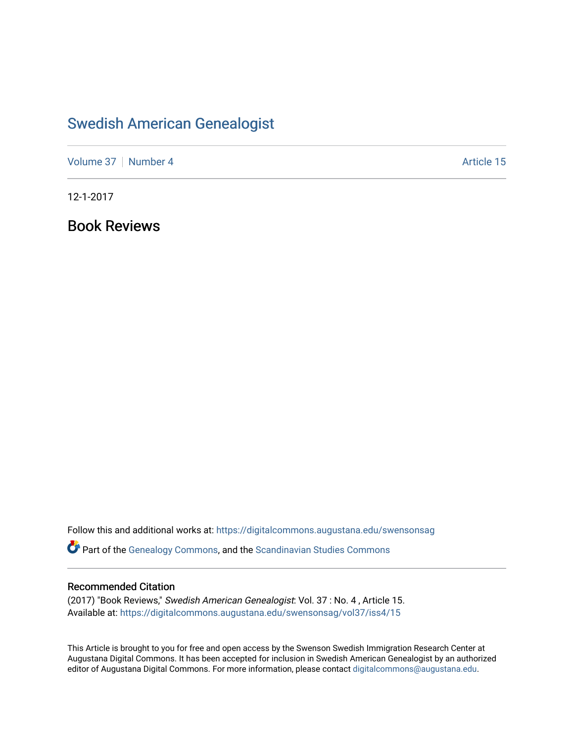# Swedish American Genealogist

Volume 37 | Number 4 Article 15

12-1-2017

## Book Reviews

Follow this and additional works at: https://digitalcommons.augustana.edu/swensonsag

Part of the Genealogy Commons, and the Scandinavian Studies Commons

### Recommended Citation

(2017) "Book Reviews," *Swedish American Genealogist*: Vol. 37 : No. 4 , Article 15.
Available at: https://digitalcommons.augustana.edu/swensonsag/vol37/iss4/15

This Article is brought to you for free and open access by the Swenson Swedish Immigration Research Center at Augustana Digital Commons. It has been accepted for inclusion in Swedish American Genealogist by an authorized editor of Augustana Digital Commons. For more information, please contact digitalcommons@augustana.edu.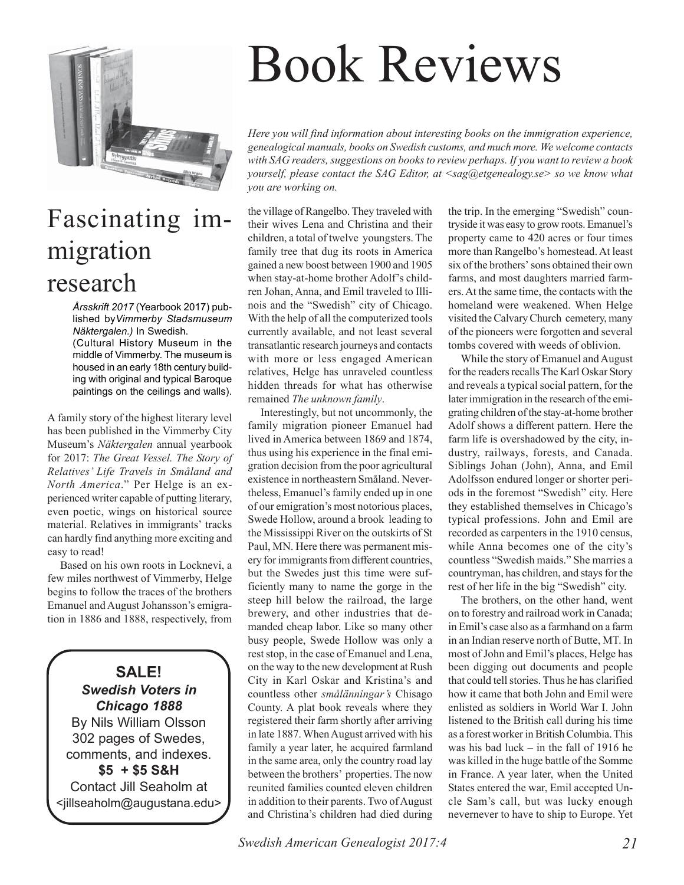# Book Reviews

*Here you will find information about interesting books on the immigration experience, genealogical manuals, books on Swedish customs, and much more. We welcome contacts with SAG readers, suggestions on books to review perhaps. If you want to review a book yourself, please contact the SAG Editor, at <sag@etgenealogy.se> so we know what you are working on.*

## Fascinating immigration research

*Årsskrift 2017* (Yearbook 2017) published by*Vimmerby Stadsmuseum Näktergalen.)* In Swedish.
(Cultural History Museum in the middle of Vimmerby. The museum is housed in an early 18th century building with original and typical Baroque paintings on the ceilings and walls).

A family story of the highest literary level has been published in the Vimmerby City Museum's *Näktergalen* annual yearbook for 2017: *The Great Vessel. The Story of Relatives' Life Travels in Småland and North America*." Per Helge is an experienced writer capable of putting literary, even poetic, wings on historical source material. Relatives in immigrants' tracks can hardly find anything more exciting and easy to read!

Based on his own roots in Locknevi, a few miles northwest of Vimmerby, Helge begins to follow the traces of the brothers Emanuel and August Johansson's emigration in 1886 and 1888, respectively, from the village of Rangelbo. They traveled with their wives Lena and Christina and their children, a total of twelve youngsters. The family tree that dug its roots in America gained a new boost between 1900 and 1905 when stay-at-home brother Adolf's children Johan, Anna, and Emil traveled to Illinois and the "Swedish" city of Chicago. With the help of all the computerized tools currently available, and not least several transatlantic research journeys and contacts with more or less engaged American relatives, Helge has unraveled countless hidden threads for what has otherwise remained *The unknown family*.

Interestingly, but not uncommonly, the family migration pioneer Emanuel had lived in America between 1869 and 1874, thus using his experience in the final emigration decision from the poor agricultural existence in northeastern Småland. Nevertheless, Emanuel's family ended up in one of our emigration's most notorious places, Swede Hollow, around a brook leading to the Mississippi River on the outskirts of St Paul, MN. Here there was permanent misery for immigrants from different countries, but the Swedes just this time were sufficiently many to name the gorge in the steep hill below the railroad, the large brewery, and other industries that demanded cheap labor. Like so many other busy people, Swede Hollow was only a rest stop, in the case of Emanuel and Lena, on the way to the new development at Rush City in Karl Oskar and Kristina's and countless other *smålänningar's* Chisago County. A plat book reveals where they registered their farm shortly after arriving in late 1887. When August arrived with his family a year later, he acquired farmland in the same area, only the country road lay between the brothers' properties. The now reunited families counted eleven children in addition to their parents. Two of August and Christina's children had died during the trip. In the emerging "Swedish" countryside it was easy to grow roots. Emanuel's property came to 420 acres or four times more than Rangelbo's homestead. At least six of the brothers' sons obtained their own farms, and most daughters married farmers. At the same time, the contacts with the homeland were weakened. When Helge visited the Calvary Church cemetery, many of the pioneers were forgotten and several tombs covered with weeds of oblivion.

While the story of Emanuel and August for the readers recalls The Karl Oskar Story and reveals a typical social pattern, for the later immigration in the research of the emigrating children of the stay-at-home brother Adolf shows a different pattern. Here the farm life is overshadowed by the city, industry, railways, forests, and Canada. Siblings Johan (John), Anna, and Emil Adolfsson endured longer or shorter periods in the foremost "Swedish" city. Here they established themselves in Chicago's typical professions. John and Emil are recorded as carpenters in the 1910 census, while Anna becomes one of the city's countless "Swedish maids." She marries a countryman, has children, and stays for the rest of her life in the big "Swedish" city.

The brothers, on the other hand, went on to forestry and railroad work in Canada; in Emil's case also as a farmhand on a farm in an Indian reserve north of Butte, MT. In most of John and Emil's places, Helge has been digging out documents and people that could tell stories. Thus he has clarified how it came that both John and Emil were enlisted as soldiers in World War I. John listened to the British call during his time as a forest worker in British Columbia. This was his bad luck – in the fall of 1916 he was killed in the huge battle of the Somme in France. A year later, when the United States entered the war, Emil accepted Uncle Sam's call, but was lucky enough nevernever to have to ship to Europe. Yet

---

**SALE!**
***Swedish Voters in Chicago 1888***
By Nils William Olsson
302 pages of Swedes, comments, and indexes.
**$5 + $5 S&H**
Contact Jill Seaholm at
<jillseaholm@augustana.edu>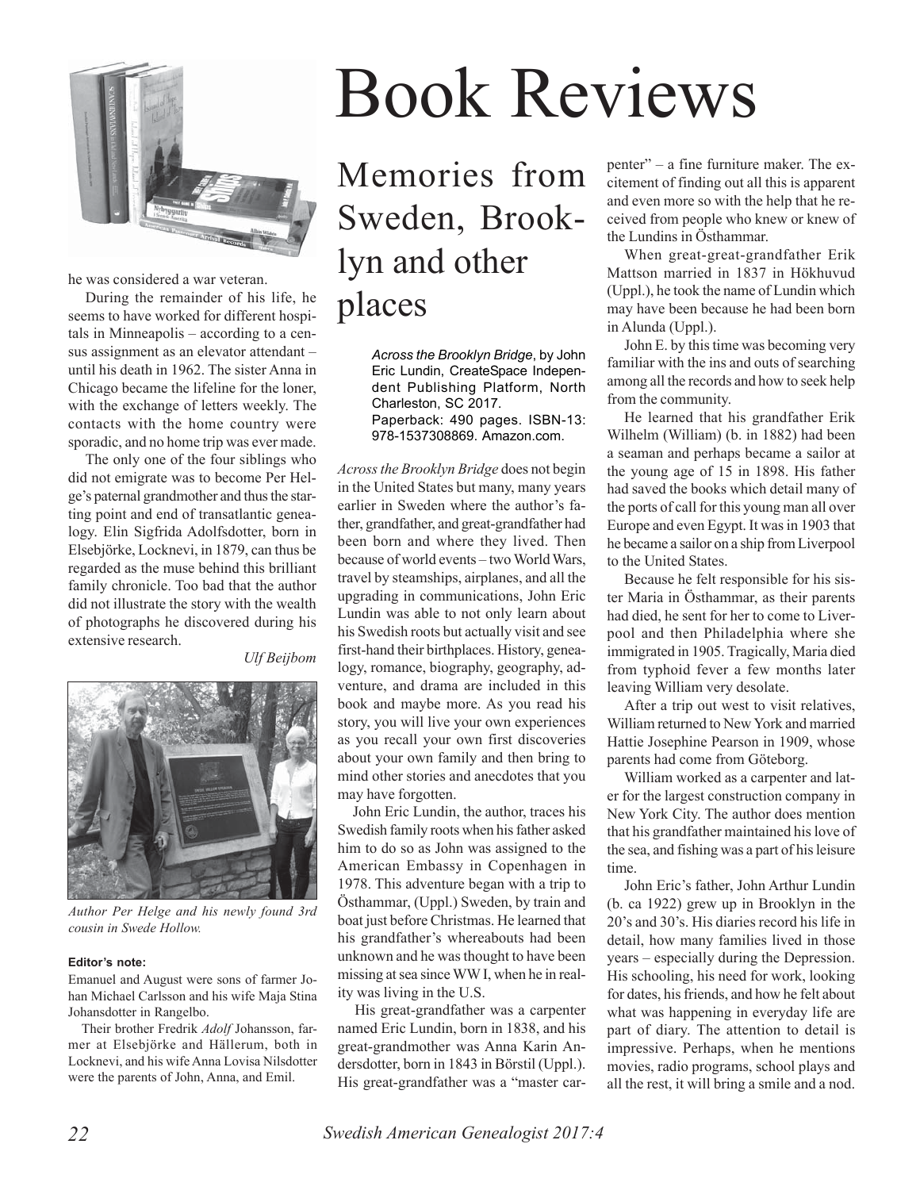he was considered a war veteran.

During the remainder of his life, he seems to have worked for different hospitals in Minneapolis – according to a census assignment as an elevator attendant – until his death in 1962. The sister Anna in Chicago became the lifeline for the loner, with the exchange of letters weekly. The contacts with the home country were sporadic, and no home trip was ever made.

The only one of the four siblings who did not emigrate was to become Per Helge's paternal grandmother and thus the starting point and end of transatlantic genealogy. Elin Sigfrida Adolfsdotter, born in Elsebjörke, Locknevi, in 1879, can thus be regarded as the muse behind this brilliant family chronicle. Too bad that the author did not illustrate the story with the wealth of photographs he discovered during his extensive research.

*Ulf Beijbom*

*Author Per Helge and his newly found 3rd cousin in Swede Hollow.*

**Editor's note:**

Emanuel and August were sons of farmer Johan Michael Carlsson and his wife Maja Stina Johansdotter in Rangelbo.

Their brother Fredrik *Adolf* Johansson, farmer at Elsebjörke and Hällerum, both in Locknevi, and his wife Anna Lovisa Nilsdotter were the parents of John, Anna, and Emil.

# Book Reviews

## Memories from Sweden, Brooklyn and other places

*Across the Brooklyn Bridge*, by John Eric Lundin, CreateSpace Independent Publishing Platform, North Charleston, SC 2017. Paperback: 490 pages. ISBN-13: 978-1537308869. Amazon.com.

*Across the Brooklyn Bridge* does not begin in the United States but many, many years earlier in Sweden where the author's father, grandfather, and great-grandfather had been born and where they lived. Then because of world events – two World Wars, travel by steamships, airplanes, and all the upgrading in communications, John Eric Lundin was able to not only learn about his Swedish roots but actually visit and see first-hand their birthplaces. History, genealogy, romance, biography, geography, adventure, and drama are included in this book and maybe more. As you read his story, you will live your own experiences as you recall your own first discoveries about your own family and then bring to mind other stories and anecdotes that you may have forgotten.

John Eric Lundin, the author, traces his Swedish family roots when his father asked him to do so as John was assigned to the American Embassy in Copenhagen in 1978. This adventure began with a trip to Östhammar, (Uppl.) Sweden, by train and boat just before Christmas. He learned that his grandfather's whereabouts had been unknown and he was thought to have been missing at sea since WW I, when he in reality was living in the U.S.

His great-grandfather was a carpenter named Eric Lundin, born in 1838, and his great-grandmother was Anna Karin Andersdotter, born in 1843 in Börstil (Uppl.). His great-grandfather was a "master carpenter" – a fine furniture maker. The excitement of finding out all this is apparent and even more so with the help that he received from people who knew or knew of the Lundins in Östhammar.

When great-great-grandfather Erik Mattson married in 1837 in Hökhuvud (Uppl.), he took the name of Lundin which may have been because he had been born in Alunda (Uppl.).

John E. by this time was becoming very familiar with the ins and outs of searching among all the records and how to seek help from the community.

He learned that his grandfather Erik Wilhelm (William) (b. in 1882) had been a seaman and perhaps became a sailor at the young age of 15 in 1898. His father had saved the books which detail many of the ports of call for this young man all over Europe and even Egypt. It was in 1903 that he became a sailor on a ship from Liverpool to the United States.

Because he felt responsible for his sister Maria in Östhammar, as their parents had died, he sent for her to come to Liverpool and then Philadelphia where she immigrated in 1905. Tragically, Maria died from typhoid fever a few months later leaving William very desolate.

After a trip out west to visit relatives, William returned to New York and married Hattie Josephine Pearson in 1909, whose parents had come from Göteborg.

William worked as a carpenter and later for the largest construction company in New York City. The author does mention that his grandfather maintained his love of the sea, and fishing was a part of his leisure time.

John Eric's father, John Arthur Lundin (b. ca 1922) grew up in Brooklyn in the 20's and 30's. His diaries record his life in detail, how many families lived in those years – especially during the Depression. His schooling, his need for work, looking for dates, his friends, and how he felt about what was happening in everyday life are part of diary. The attention to detail is impressive. Perhaps, when he mentions movies, radio programs, school plays and all the rest, it will bring a smile and a nod.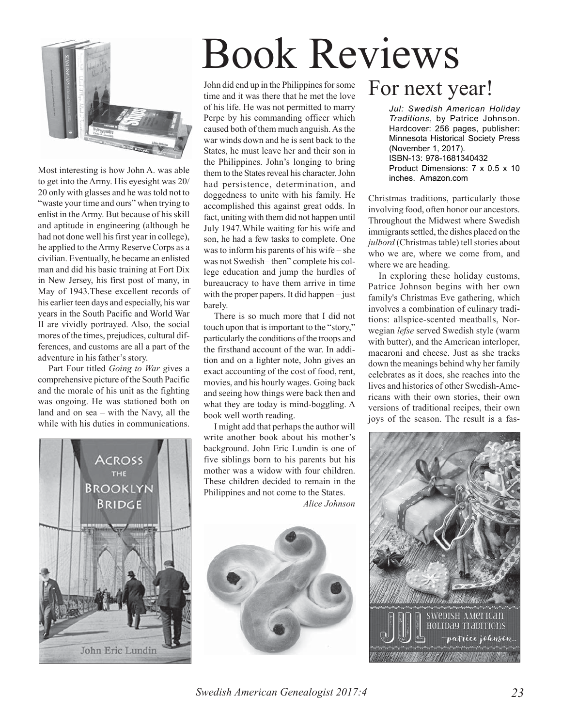# Book Reviews

Most interesting is how John A. was able to get into the Army. His eyesight was 20/20 only with glasses and he was told not to "waste your time and ours" when trying to enlist in the Army. But because of his skill and aptitude in engineering (although he had not done well his first year in college), he applied to the Army Reserve Corps as a civilian. Eventually, he became an enlisted man and did his basic training at Fort Dix in New Jersey, his first post of many, in May of 1943.These excellent records of his earlier teen days and especially, his war years in the South Pacific and World War II are vividly portrayed. Also, the social mores of the times, prejudices, cultural differences, and customs are all a part of the adventure in his father's story.

Part Four titled *Going to War* gives a comprehensive picture of the South Pacific and the morale of his unit as the fighting was ongoing. He was stationed both on land and on sea – with the Navy, all the while with his duties in communications.

John did end up in the Philippines for some time and it was there that he met the love of his life. He was not permitted to marry Perpe by his commanding officer which caused both of them much anguish. As the war winds down and he is sent back to the States, he must leave her and their son in the Philippines. John's longing to bring them to the States reveal his character. John had persistence, determination, and doggedness to unite with his family. He accomplished this against great odds. In fact, uniting with them did not happen until July 1947.While waiting for his wife and son, he had a few tasks to complete. One was to inform his parents of his wife – she was not Swedish– then" complete his college education and jump the hurdles of bureaucracy to have them arrive in time with the proper papers. It did happen – just barely.

There is so much more that I did not touch upon that is important to the "story," particularly the conditions of the troops and the firsthand account of the war. In addition and on a lighter note, John gives an exact accounting of the cost of food, rent, movies, and his hourly wages. Going back and seeing how things were back then and what they are today is mind-boggling. A book well worth reading.

I might add that perhaps the author will write another book about his mother's background. John Eric Lundin is one of five siblings born to his parents but his mother was a widow with four children. These children decided to remain in the Philippines and not come to the States.

*Alice Johnson*

## For next year!

*Jul: Swedish American Holiday Traditions*, by Patrice Johnson. Hardcover: 256 pages, publisher: Minnesota Historical Society Press (November 1, 2017).
ISBN-13: 978-1681340432
Product Dimensions: 7 x 0.5 x 10 inches. Amazon.com

Christmas traditions, particularly those involving food, often honor our ancestors. Throughout the Midwest where Swedish immigrants settled, the dishes placed on the *julbord* (Christmas table) tell stories about who we are, where we come from, and where we are heading.

In exploring these holiday customs, Patrice Johnson begins with her own family's Christmas Eve gathering, which involves a combination of culinary traditions: allspice-scented meatballs, Norwegian *lefse* served Swedish style (warm with butter), and the American interloper, macaroni and cheese. Just as she tracks down the meanings behind why her family celebrates as it does, she reaches into the lives and histories of other Swedish-Americans with their own stories, their own versions of traditional recipes, their own joys of the season. The result is a fas-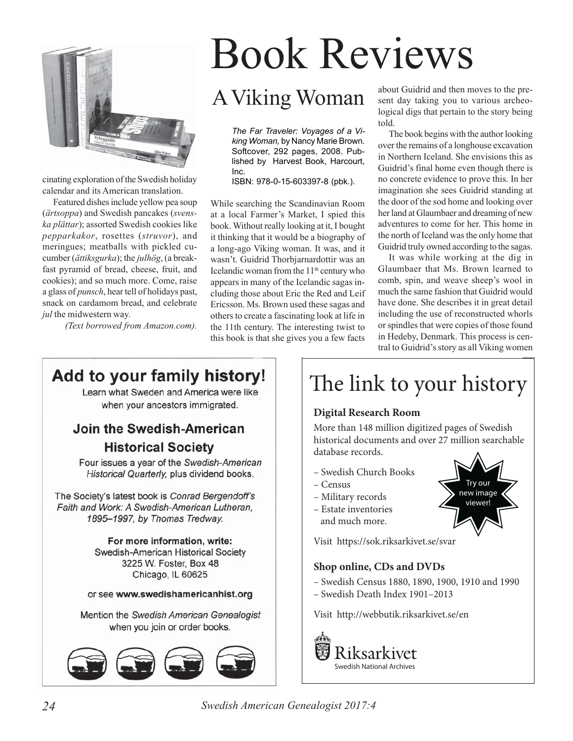cinating exploration of the Swedish holiday calendar and its American translation.

Featured dishes include yellow pea soup (*ärtsoppa*) and Swedish pancakes (*svenska plättar*); assorted Swedish cookies like *pepparkakor*, rosettes (*struvor*), and meringues; meatballs with pickled cucumber (*ättiksgurka*); the *julhög*, (a breakfast pyramid of bread, cheese, fruit, and cookies); and so much more. Come, raise a glass of *punsch*, hear tell of holidays past, snack on cardamom bread, and celebrate *jul* the midwestern way.

*(Text borrowed from Amazon.com).*

# Book Reviews

## A Viking Woman

*The Far Traveler: Voyages of a Viking Woman,* by Nancy Marie Brown. Softcover, 292 pages, 2008. Published by Harvest Book, Harcourt, Inc.
ISBN: 978-0-15-603397-8 (pbk.).

While searching the Scandinavian Room at a local Farmer's Market, I spied this book. Without really looking at it, I bought it thinking that it would be a biography of a long-ago Viking woman. It was, and it wasn't. Guidrid Thorbjarnardottir was an Icelandic woman from the 11th century who appears in many of the Icelandic sagas including those about Eric the Red and Leif Ericsson. Ms. Brown used these sagas and others to create a fascinating look at life in the 11th century. The interesting twist to this book is that she gives you a few facts about Guidrid and then moves to the present day taking you to various archeological digs that pertain to the story being told.

The book begins with the author looking over the remains of a longhouse excavation in Northern Iceland. She envisions this as Guidrid's final home even though there is no concrete evidence to prove this. In her imagination she sees Guidrid standing at the door of the sod home and looking over her land at Glaumbaer and dreaming of new adventures to come for her. This home in the north of Iceland was the only home that Guidrid truly owned according to the sagas.

It was while working at the dig in Glaumbaer that Ms. Brown learned to comb, spin, and weave sheep's wool in much the same fashion that Guidrid would have done. She describes it in great detail including the use of reconstructed whorls or spindles that were copies of those found in Hedeby, Denmark. This process is central to Guidrid's story as all Viking women

---

**Add to your family history!**

Learn what Sweden and America were like when your ancestors immigrated.

**Join the Swedish-American Historical Society**

Four issues a year of the *Swedish-American Historical Quarterly,* plus dividend books.

The Society's latest book is *Conrad Bergendoff's Faith and Work: A Swedish-American Lutheran, 1895–1997, by Thomas Tredway.*

**For more information, write:**
Swedish-American Historical Society
3225 W. Foster, Box 48
Chicago, IL 60625

or see **www.swedishamericanhist.org**

Mention the *Swedish American Genealogist* when you join or order books.

---

## The link to your history

**Digital Research Room**

More than 148 million digitized pages of Swedish historical documents and over 27 million searchable database records.

- Swedish Church Books
- Census
- Military records
- Estate inventories and much more.

Try our new image viewer!

Visit https://sok.riksarkivet.se/svar

**Shop online, CDs and DVDs**

- Swedish Census 1880, 1890, 1900, 1910 and 1990
- Swedish Death Index 1901–2013

Visit http://webbutik.riksarkivet.se/en

Riksarkivet
Swedish National Archives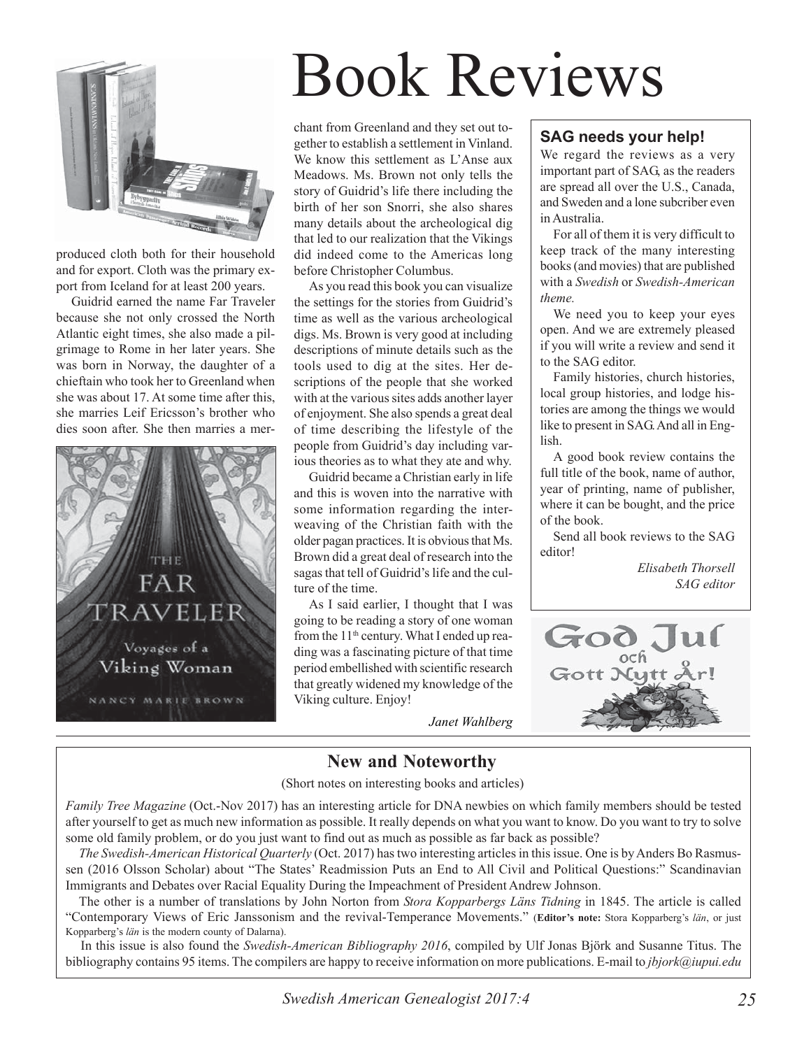# Book Reviews

produced cloth both for their household and for export. Cloth was the primary export from Iceland for at least 200 years.

Guidrid earned the name Far Traveler because she not only crossed the North Atlantic eight times, she also made a pilgrimage to Rome in her later years. She was born in Norway, the daughter of a chieftain who took her to Greenland when she was about 17. At some time after this, she marries Leif Ericsson's brother who dies soon after. She then marries a merchant from Greenland and they set out together to establish a settlement in Vinland. We know this settlement as L'Anse aux Meadows. Ms. Brown not only tells the story of Guidrid's life there including the birth of her son Snorri, she also shares many details about the archeological dig that led to our realization that the Vikings did indeed come to the Americas long before Christopher Columbus.

As you read this book you can visualize the settings for the stories from Guidrid's time as well as the various archeological digs. Ms. Brown is very good at including descriptions of minute details such as the tools used to dig at the sites. Her descriptions of the people that she worked with at the various sites adds another layer of enjoyment. She also spends a great deal of time describing the lifestyle of the people from Guidrid's day including various theories as to what they ate and why.

Guidrid became a Christian early in life and this is woven into the narrative with some information regarding the interweaving of the Christian faith with the older pagan practices. It is obvious that Ms. Brown did a great deal of research into the sagas that tell of Guidrid's life and the culture of the time.

As I said earlier, I thought that I was going to be reading a story of one woman from the 11th century. What I ended up reading was a fascinating picture of that time period embellished with scientific research that greatly widened my knowledge of the Viking culture. Enjoy!

*Janet Wahlberg*

### SAG needs your help!

We regard the reviews as a very important part of SAG, as the readers are spread all over the U.S., Canada, and Sweden and a lone subcriber even in Australia.

For all of them it is very difficult to keep track of the many interesting books (and movies) that are published with a *Swedish* or *Swedish-American theme.*

We need you to keep your eyes open. And we are extremely pleased if you will write a review and send it to the SAG editor.

Family histories, church histories, local group histories, and lodge histories are among the things we would like to present in SAG. And all in English.

A good book review contains the full title of the book, name of author, year of printing, name of publisher, where it can be bought, and the price of the book.

Send all book reviews to the SAG editor!

*Elisabeth Thorsell*
*SAG editor*

God Jul och Gott Nytt År!

## New and Noteworthy

(Short notes on interesting books and articles)

*Family Tree Magazine* (Oct.-Nov 2017) has an interesting article for DNA newbies on which family members should be tested after yourself to get as much new information as possible. It really depends on what you want to know. Do you want to try to solve some old family problem, or do you just want to find out as much as possible as far back as possible?

*The Swedish-American Historical Quarterly* (Oct. 2017) has two interesting articles in this issue. One is by Anders Bo Rasmussen (2016 Olsson Scholar) about "The States' Readmission Puts an End to All Civil and Political Questions:" Scandinavian Immigrants and Debates over Racial Equality During the Impeachment of President Andrew Johnson.

The other is a number of translations by John Norton from *Stora Kopparbergs Läns Tidning* in 1845. The article is called "Contemporary Views of Eric Janssonism and the revival-Temperance Movements." (**Editor's note:** Stora Kopparberg's *län*, or just Kopparberg's *län* is the modern county of Dalarna).

In this issue is also found the *Swedish-American Bibliography 2016*, compiled by Ulf Jonas Björk and Susanne Titus. The bibliography contains 95 items. The compilers are happy to receive information on more publications. E-mail to *jbjork@iupui.edu*